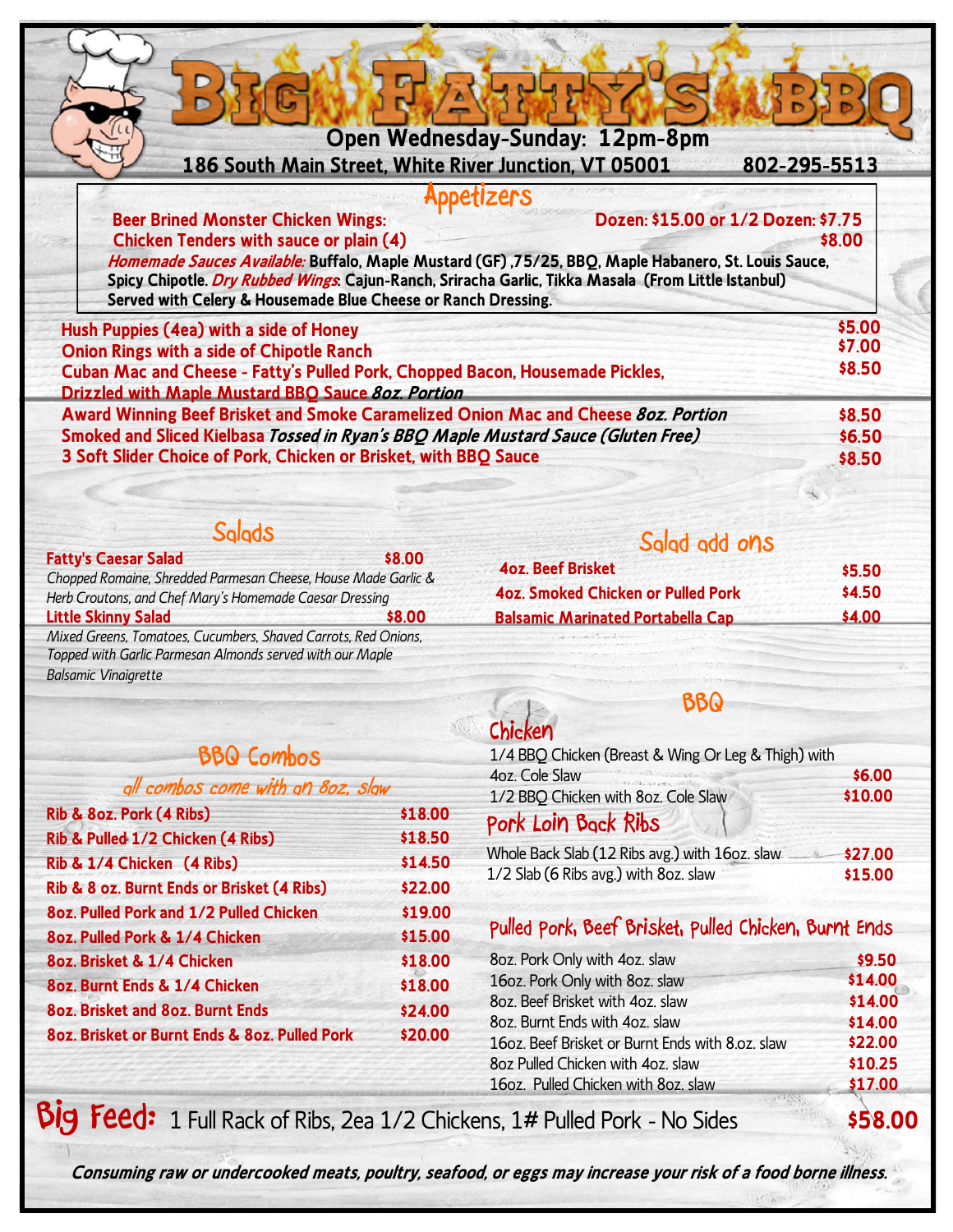# Big Fatty's BBQ

**Open Wednesday-Sunday: 12pm-8pm**

**186 South Main Street, White River Junction, VT 05001 802-295-5513**

## Appetizers

**Beer Brined Monster Chicken Wings:** Dozen: $15.00 or 1/2 Dozen: $7.75

**Chicken Tenders with sauce or plain (4)** $8.00

***Homemade Sauces Available:*** **Buffalo, Maple Mustard (GF) ,75/25, BBQ, Maple Habanero, St. Louis Sauce, Spicy Chipotle.** ***Dry Rubbed Wings*****: Cajun-Ranch, Sriracha Garlic, Tikka Masala (From Little Istanbul)**
**Served with Celery & Housemade Blue Cheese or Ranch Dressing.**

| Item | Price |
|---|---|
| **Hush Puppies (4ea) with a side of Honey** | $5.00 |
| **Onion Rings with a side of Chipotle Ranch** | $7.00 |
| **Cuban Mac and Cheese - Fatty's Pulled Pork, Chopped Bacon, Housemade Pickles, Drizzled with Maple Mustard BBQ Sauce** *8oz. Portion* | $8.50 |
| **Award Winning Beef Brisket and Smoke Caramelized Onion Mac and Cheese** *8oz. Portion* | $8.50 |
| **Smoked and Sliced Kielbasa** *Tossed in Ryan's BBQ Maple Mustard Sauce (Gluten Free)* | $6.50 |
| **3 Soft Slider Choice of Pork, Chicken or Brisket, with BBQ Sauce** | $8.50 |

## Salads

**Fatty's Caesar Salad** $8.00
*Chopped Romaine, Shredded Parmesan Cheese, House Made Garlic & Herb Croutons, and Chef Mary's Homemade Caesar Dressing*

**Little Skinny Salad** $8.00
*Mixed Greens, Tomatoes, Cucumbers, Shaved Carrots, Red Onions, Topped with Garlic Parmesan Almonds served with our Maple Balsamic Vinaigrette*

## Salad add ons

| Item | Price |
|---|---|
| **4oz. Beef Brisket** | $5.50 |
| **4oz. Smoked Chicken or Pulled Pork** | $4.50 |
| **Balsamic Marinated Portabella Cap** | $4.00 |

## BBQ Combos

*all combos come with an 8oz. slaw*

| Item | Price |
|---|---|
| **Rib & 8oz. Pork (4 Ribs)** | $18.00 |
| **Rib & Pulled 1/2 Chicken (4 Ribs)** | $18.50 |
| **Rib & 1/4 Chicken (4 Ribs)** | $14.50 |
| **Rib & 8 oz. Burnt Ends or Brisket (4 Ribs)** | $22.00 |
| **8oz. Pulled Pork and 1/2 Pulled Chicken** | $19.00 |
| **8oz. Pulled Pork & 1/4 Chicken** | $15.00 |
| **8oz. Brisket & 1/4 Chicken** | $18.00 |
| **8oz. Burnt Ends & 1/4 Chicken** | $18.00 |
| **8oz. Brisket and 8oz. Burnt Ends** | $24.00 |
| **8oz. Brisket or Burnt Ends & 8oz. Pulled Pork** | $20.00 |

## BBQ

### Chicken

| Item | Price |
|---|---|
| 1/4 BBQ Chicken (Breast & Wing Or Leg & Thigh) with 4oz. Cole Slaw | $6.00 |
| 1/2 BBQ Chicken with 8oz. Cole Slaw | $10.00 |

### Pork Loin Back Ribs

| Item | Price |
|---|---|
| Whole Back Slab (12 Ribs avg.) with 16oz. slaw | $27.00 |
| 1/2 Slab (6 Ribs avg.) with 8oz. slaw | $15.00 |

### Pulled Pork, Beef Brisket, Pulled Chicken, Burnt Ends

| Item | Price |
|---|---|
| 8oz. Pork Only with 4oz. slaw | $9.50 |
| 16oz. Pork Only with 8oz. slaw | $14.00 |
| 8oz. Beef Brisket with 4oz. slaw | $14.00 |
| 8oz. Burnt Ends with 4oz. slaw | $14.00 |
| 16oz. Beef Brisket or Burnt Ends with 8.oz. slaw | $22.00 |
| 8oz Pulled Chicken with 4oz. slaw | $10.25 |
| 16oz. Pulled Chicken with 8oz. slaw | $17.00 |

## Big Feed: 1 Full Rack of Ribs, 2ea 1/2 Chickens, 1# Pulled Pork - No Sides $58.00

***Consuming raw or undercooked meats, poultry, seafood, or eggs may increase your risk of a food borne illness.***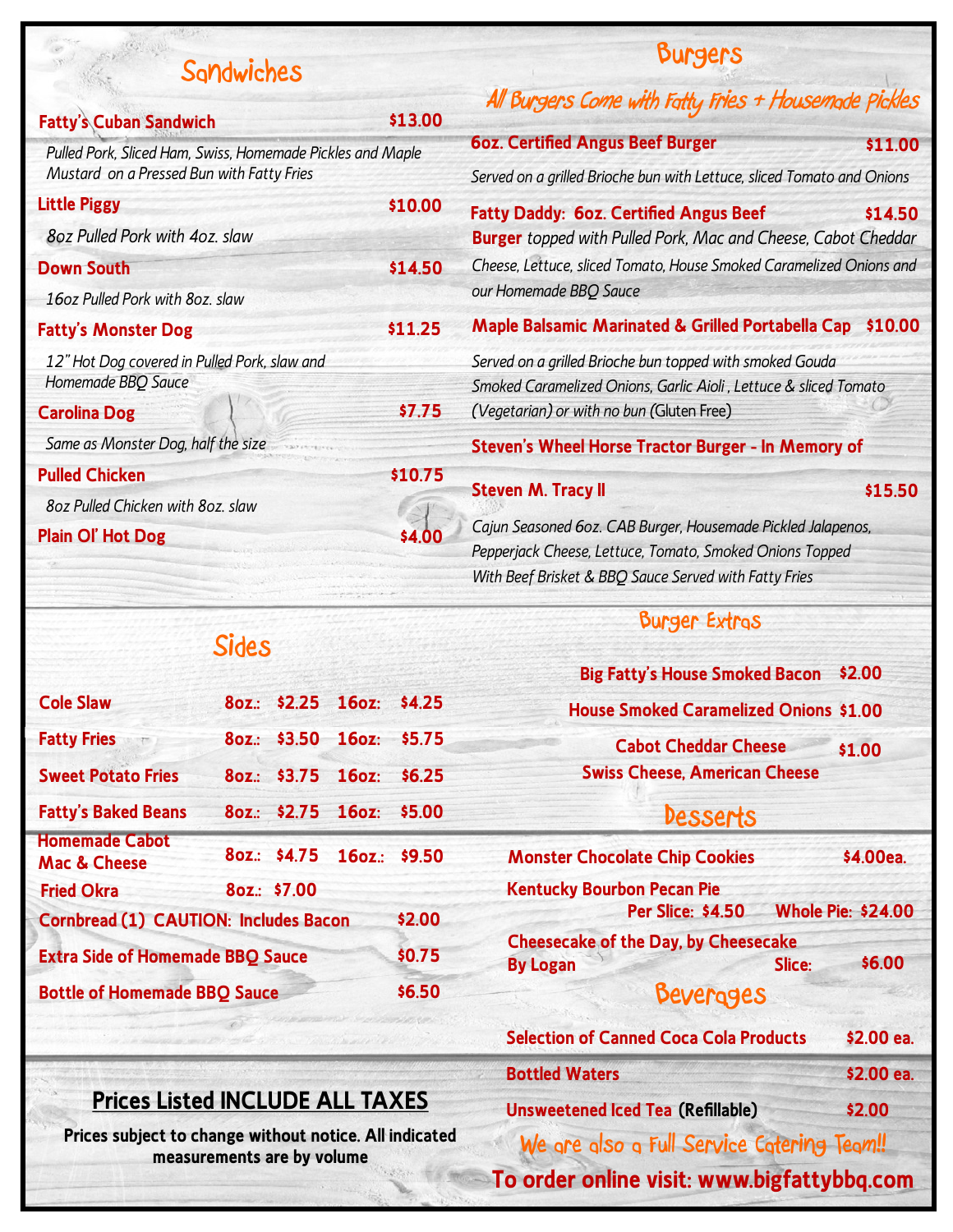## Sandwiches

**Fatty's Cuban Sandwich** — $13.00

*Pulled Pork, Sliced Ham, Swiss, Homemade Pickles and Maple Mustard on a Pressed Bun with Fatty Fries*

**Little Piggy** — $10.00

*8oz Pulled Pork with 4oz. slaw*

**Down South** — $14.50

*16oz Pulled Pork with 8oz. slaw*

**Fatty's Monster Dog** — $11.25

*12" Hot Dog covered in Pulled Pork, slaw and Homemade BBQ Sauce*

**Carolina Dog** — $7.75

*Same as Monster Dog, half the size*

**Pulled Chicken** — $10.75

*8oz Pulled Chicken with 8oz. slaw*

**Plain Ol' Hot Dog** — $4.00

## Burgers

### All Burgers Come with Fatty Fries + Housemade Pickles

**6oz. Certified Angus Beef Burger** — $11.00

*Served on a grilled Brioche bun with Lettuce, sliced Tomato and Onions*

**Fatty Daddy: 6oz. Certified Angus Beef Burger** — $14.50

*topped with Pulled Pork, Mac and Cheese, Cabot Cheddar Cheese, Lettuce, sliced Tomato, House Smoked Caramelized Onions and our Homemade BBQ Sauce*

**Maple Balsamic Marinated & Grilled Portabella Cap** — $10.00

*Served on a grilled Brioche bun topped with smoked Gouda Smoked Caramelized Onions, Garlic Aioli , Lettuce & sliced Tomato (Vegetarian) or with no bun* (Gluten Free)

**Steven's Wheel Horse Tractor Burger - In Memory of Steven M. Tracy II** — $15.50

*Cajun Seasoned 6oz. CAB Burger, Housemade Pickled Jalapenos, Pepperjack Cheese, Lettuce, Tomato, Smoked Onions Topped With Beef Brisket & BBQ Sauce Served with Fatty Fries*

## Sides

| | | | | |
|---|---|---|---|---|
| **Cole Slaw** | 8oz.: | $2.25 | 16oz: | $4.25 |
| **Fatty Fries** | 8oz.: | $3.50 | 16oz: | $5.75 |
| **Sweet Potato Fries** | 8oz.: | $3.75 | 16oz: | $6.25 |
| **Fatty's Baked Beans** | 8oz.: | $2.75 | 16oz: | $5.00 |
| **Homemade Cabot Mac & Cheese** | 8oz.: | $4.75 | 16oz.: | $9.50 |
| **Fried Okra** | 8oz.: | $7.00 | | |

**Cornbread (1) CAUTION: Includes Bacon** — $2.00

**Extra Side of Homemade BBQ Sauce** — $0.75

**Bottle of Homemade BBQ Sauce** — $6.50

## Burger Extras

**Big Fatty's House Smoked Bacon** — $2.00

**House Smoked Caramelized Onions** — $1.00

**Cabot Cheddar Cheese** — $1.00
**Swiss Cheese, American Cheese**

## Desserts

**Monster Chocolate Chip Cookies** — $4.00ea.

**Kentucky Bourbon Pecan Pie**
Per Slice: $4.50 Whole Pie: $24.00

**Cheesecake of the Day, by Cheesecake By Logan**
Slice: $6.00

## Beverages

**Selection of Canned Coca Cola Products** — $2.00 ea.

**Bottled Waters** — $2.00 ea.

**Unsweetened Iced Tea** (Refillable) — $2.00

**Prices Listed INCLUDE ALL TAXES**

**Prices subject to change without notice. All indicated measurements are by volume**

We are also a Full Service Catering Team!!

**To order online visit: www.bigfattybbq.com**